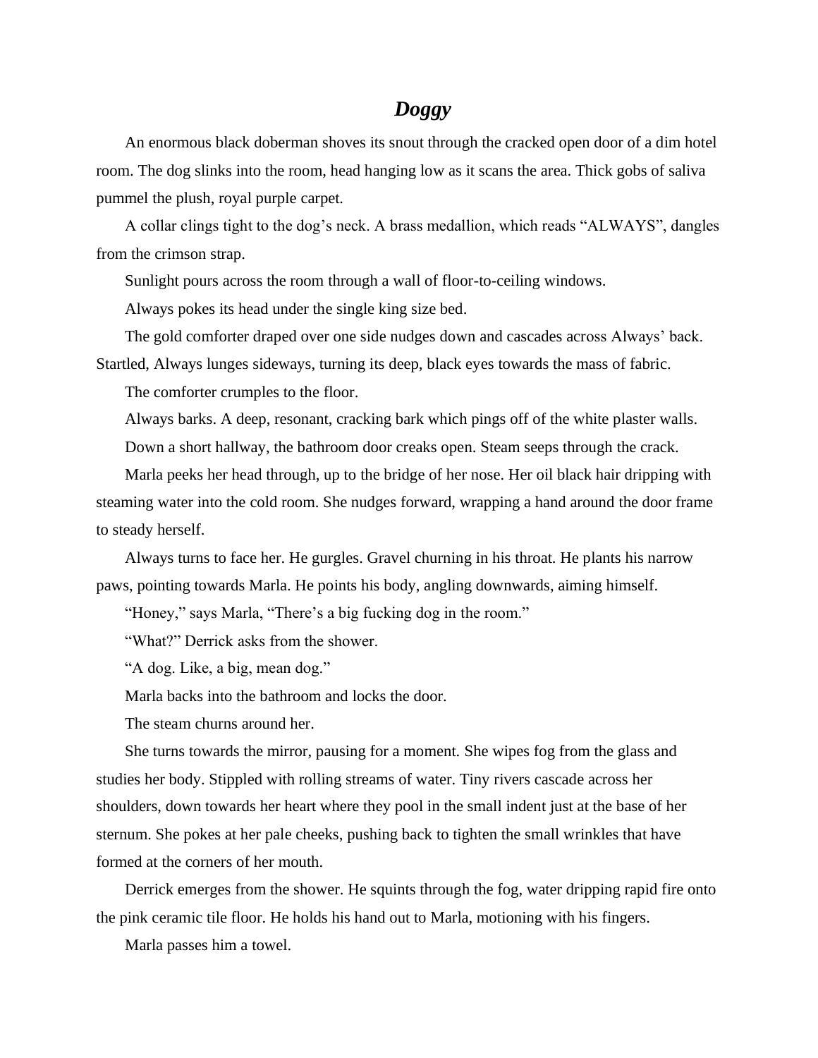# *Doggy*

An enormous black doberman shoves its snout through the cracked open door of a dim hotel room. The dog slinks into the room, head hanging low as it scans the area. Thick gobs of saliva pummel the plush, royal purple carpet.

A collar clings tight to the dog's neck. A brass medallion, which reads "ALWAYS", dangles from the crimson strap.

Sunlight pours across the room through a wall of floor-to-ceiling windows.

Always pokes its head under the single king size bed.

The gold comforter draped over one side nudges down and cascades across Always' back. Startled, Always lunges sideways, turning its deep, black eyes towards the mass of fabric.

The comforter crumples to the floor.

Always barks. A deep, resonant, cracking bark which pings off of the white plaster walls.

Down a short hallway, the bathroom door creaks open. Steam seeps through the crack.

Marla peeks her head through, up to the bridge of her nose. Her oil black hair dripping with steaming water into the cold room. She nudges forward, wrapping a hand around the door frame to steady herself.

Always turns to face her. He gurgles. Gravel churning in his throat. He plants his narrow paws, pointing towards Marla. He points his body, angling downwards, aiming himself.

"Honey," says Marla, "There's a big fucking dog in the room."

"What?" Derrick asks from the shower.

"A dog. Like, a big, mean dog."

Marla backs into the bathroom and locks the door.

The steam churns around her.

She turns towards the mirror, pausing for a moment. She wipes fog from the glass and studies her body. Stippled with rolling streams of water. Tiny rivers cascade across her shoulders, down towards her heart where they pool in the small indent just at the base of her sternum. She pokes at her pale cheeks, pushing back to tighten the small wrinkles that have formed at the corners of her mouth.

Derrick emerges from the shower. He squints through the fog, water dripping rapid fire onto the pink ceramic tile floor. He holds his hand out to Marla, motioning with his fingers.

Marla passes him a towel.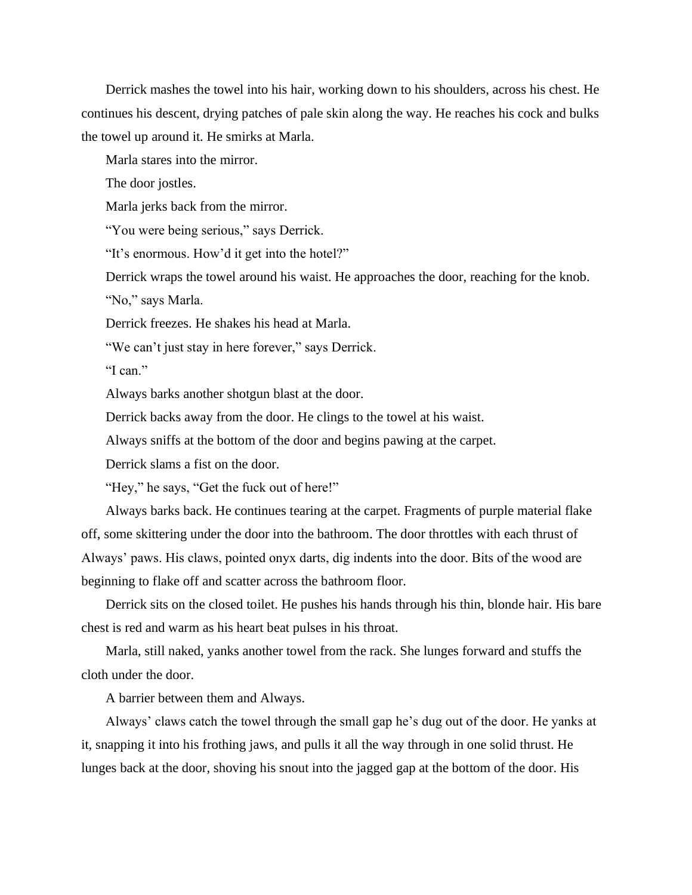Derrick mashes the towel into his hair, working down to his shoulders, across his chest. He continues his descent, drying patches of pale skin along the way. He reaches his cock and bulks the towel up around it. He smirks at Marla.

Marla stares into the mirror.

The door jostles.

Marla jerks back from the mirror.

"You were being serious," says Derrick.

"It's enormous. How'd it get into the hotel?"

Derrick wraps the towel around his waist. He approaches the door, reaching for the knob.

"No," says Marla.

Derrick freezes. He shakes his head at Marla.

"We can't just stay in here forever," says Derrick.

"I can."

Always barks another shotgun blast at the door.

Derrick backs away from the door. He clings to the towel at his waist.

Always sniffs at the bottom of the door and begins pawing at the carpet.

Derrick slams a fist on the door.

"Hey," he says, "Get the fuck out of here!"

Always barks back. He continues tearing at the carpet. Fragments of purple material flake off, some skittering under the door into the bathroom. The door throttles with each thrust of Always' paws. His claws, pointed onyx darts, dig indents into the door. Bits of the wood are beginning to flake off and scatter across the bathroom floor.

Derrick sits on the closed toilet. He pushes his hands through his thin, blonde hair. His bare chest is red and warm as his heart beat pulses in his throat.

Marla, still naked, yanks another towel from the rack. She lunges forward and stuffs the cloth under the door.

A barrier between them and Always.

Always' claws catch the towel through the small gap he's dug out of the door. He yanks at it, snapping it into his frothing jaws, and pulls it all the way through in one solid thrust. He lunges back at the door, shoving his snout into the jagged gap at the bottom of the door. His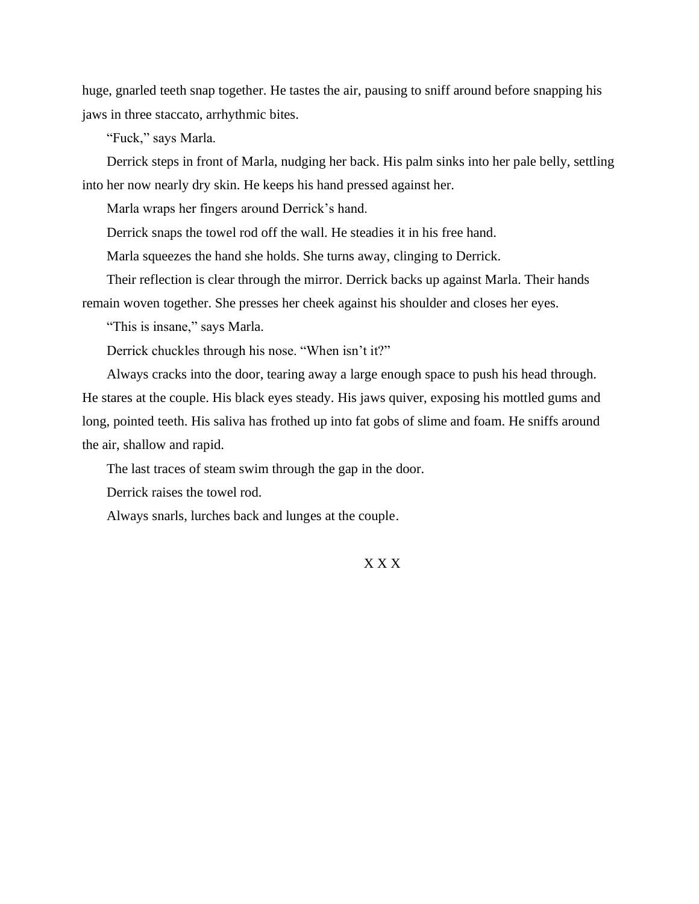huge, gnarled teeth snap together. He tastes the air, pausing to sniff around before snapping his jaws in three staccato, arrhythmic bites.

"Fuck," says Marla.

Derrick steps in front of Marla, nudging her back. His palm sinks into her pale belly, settling into her now nearly dry skin. He keeps his hand pressed against her.

Marla wraps her fingers around Derrick's hand.

Derrick snaps the towel rod off the wall. He steadies it in his free hand.

Marla squeezes the hand she holds. She turns away, clinging to Derrick.

Their reflection is clear through the mirror. Derrick backs up against Marla. Their hands remain woven together. She presses her cheek against his shoulder and closes her eyes.

"This is insane," says Marla.

Derrick chuckles through his nose. "When isn't it?"

Always cracks into the door, tearing away a large enough space to push his head through. He stares at the couple. His black eyes steady. His jaws quiver, exposing his mottled gums and long, pointed teeth. His saliva has frothed up into fat gobs of slime and foam. He sniffs around the air, shallow and rapid.

The last traces of steam swim through the gap in the door.

Derrick raises the towel rod.

Always snarls, lurches back and lunges at the couple.

X X X